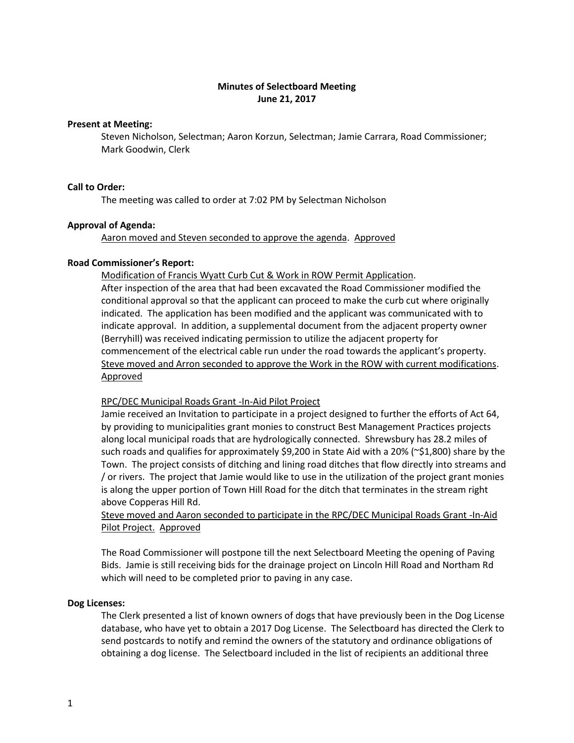# Minutes of Selectboard Meeting
## June 21, 2017

**Present at Meeting:**

Steven Nicholson, Selectman; Aaron Korzun, Selectman; Jamie Carrara, Road Commissioner; Mark Goodwin, Clerk

**Call to Order:**

The meeting was called to order at 7:02 PM by Selectman Nicholson

**Approval of Agenda:**

Aaron moved and Steven seconded to approve the agenda. Approved

**Road Commissioner's Report:**

Modification of Francis Wyatt Curb Cut & Work in ROW Permit Application.

After inspection of the area that had been excavated the Road Commissioner modified the conditional approval so that the applicant can proceed to make the curb cut where originally indicated. The application has been modified and the applicant was communicated with to indicate approval. In addition, a supplemental document from the adjacent property owner (Berryhill) was received indicating permission to utilize the adjacent property for commencement of the electrical cable run under the road towards the applicant's property.

Steve moved and Arron seconded to approve the Work in the ROW with current modifications. Approved

RPC/DEC Municipal Roads Grant -In-Aid Pilot Project

Jamie received an Invitation to participate in a project designed to further the efforts of Act 64, by providing to municipalities grant monies to construct Best Management Practices projects along local municipal roads that are hydrologically connected. Shrewsbury has 28.2 miles of such roads and qualifies for approximately $9,200 in State Aid with a 20% (~$1,800) share by the Town. The project consists of ditching and lining road ditches that flow directly into streams and / or rivers. The project that Jamie would like to use in the utilization of the project grant monies is along the upper portion of Town Hill Road for the ditch that terminates in the stream right above Copperas Hill Rd.

Steve moved and Aaron seconded to participate in the RPC/DEC Municipal Roads Grant -In-Aid Pilot Project. Approved

The Road Commissioner will postpone till the next Selectboard Meeting the opening of Paving Bids. Jamie is still receiving bids for the drainage project on Lincoln Hill Road and Northam Rd which will need to be completed prior to paving in any case.

**Dog Licenses:**

The Clerk presented a list of known owners of dogs that have previously been in the Dog License database, who have yet to obtain a 2017 Dog License. The Selectboard has directed the Clerk to send postcards to notify and remind the owners of the statutory and ordinance obligations of obtaining a dog license. The Selectboard included in the list of recipients an additional three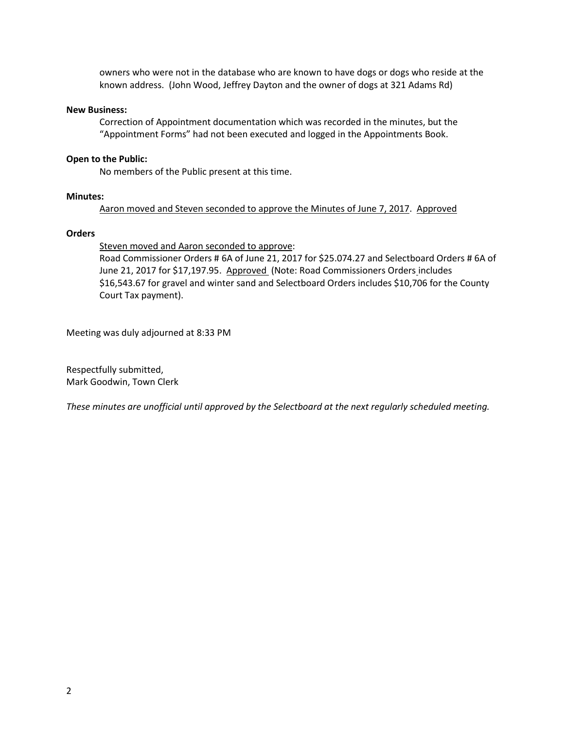owners who were not in the database who are known to have dogs or dogs who reside at the known address. (John Wood, Jeffrey Dayton and the owner of dogs at 321 Adams Rd)

**New Business:**

Correction of Appointment documentation which was recorded in the minutes, but the "Appointment Forms" had not been executed and logged in the Appointments Book.

**Open to the Public:**

No members of the Public present at this time.

**Minutes:**

<u>Aaron moved and Steven seconded to approve the Minutes of June 7, 2017</u>. <u>Approved</u>

**Orders**

<u>Steven moved and Aaron seconded to approve</u>:
Road Commissioner Orders # 6A of June 21, 2017 for $25.074.27 and Selectboard Orders # 6A of June 21, 2017 for $17,197.95. <u>Approved</u> (Note: Road Commissioners Orders includes $16,543.67 for gravel and winter sand and Selectboard Orders includes $10,706 for the County Court Tax payment).

Meeting was duly adjourned at 8:33 PM

Respectfully submitted,
Mark Goodwin, Town Clerk

*These minutes are unofficial until approved by the Selectboard at the next regularly scheduled meeting.*